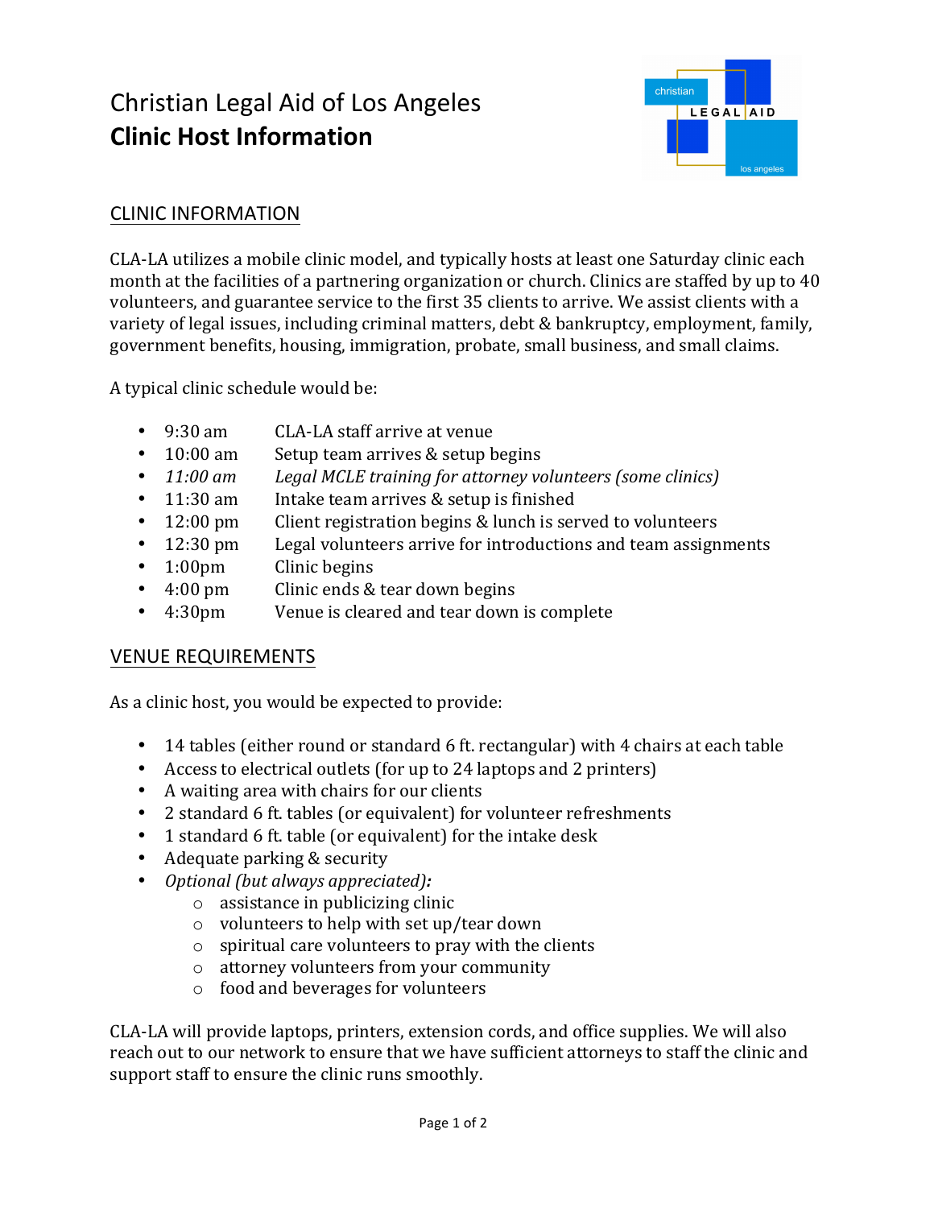# Christian Legal Aid of Los Angeles
## **Clinic Host Information**

## CLINIC INFORMATION

CLA-LA utilizes a mobile clinic model, and typically hosts at least one Saturday clinic each month at the facilities of a partnering organization or church. Clinics are staffed by up to 40 volunteers, and guarantee service to the first 35 clients to arrive. We assist clients with a variety of legal issues, including criminal matters, debt & bankruptcy, employment, family, government benefits, housing, immigration, probate, small business, and small claims.

A typical clinic schedule would be:

- 9:30 am — CLA-LA staff arrive at venue
- 10:00 am — Setup team arrives & setup begins
- *11:00 am — Legal MCLE training for attorney volunteers (some clinics)*
- 11:30 am — Intake team arrives & setup is finished
- 12:00 pm — Client registration begins & lunch is served to volunteers
- 12:30 pm — Legal volunteers arrive for introductions and team assignments
- 1:00pm — Clinic begins
- 4:00 pm — Clinic ends & tear down begins
- 4:30pm — Venue is cleared and tear down is complete

## VENUE REQUIREMENTS

As a clinic host, you would be expected to provide:

- 14 tables (either round or standard 6 ft. rectangular) with 4 chairs at each table
- Access to electrical outlets (for up to 24 laptops and 2 printers)
- A waiting area with chairs for our clients
- 2 standard 6 ft. tables (or equivalent) for volunteer refreshments
- 1 standard 6 ft. table (or equivalent) for the intake desk
- Adequate parking & security
- *Optional (but always appreciated)**:***
  - assistance in publicizing clinic
  - volunteers to help with set up/tear down
  - spiritual care volunteers to pray with the clients
  - attorney volunteers from your community
  - food and beverages for volunteers

CLA-LA will provide laptops, printers, extension cords, and office supplies. We will also reach out to our network to ensure that we have sufficient attorneys to staff the clinic and support staff to ensure the clinic runs smoothly.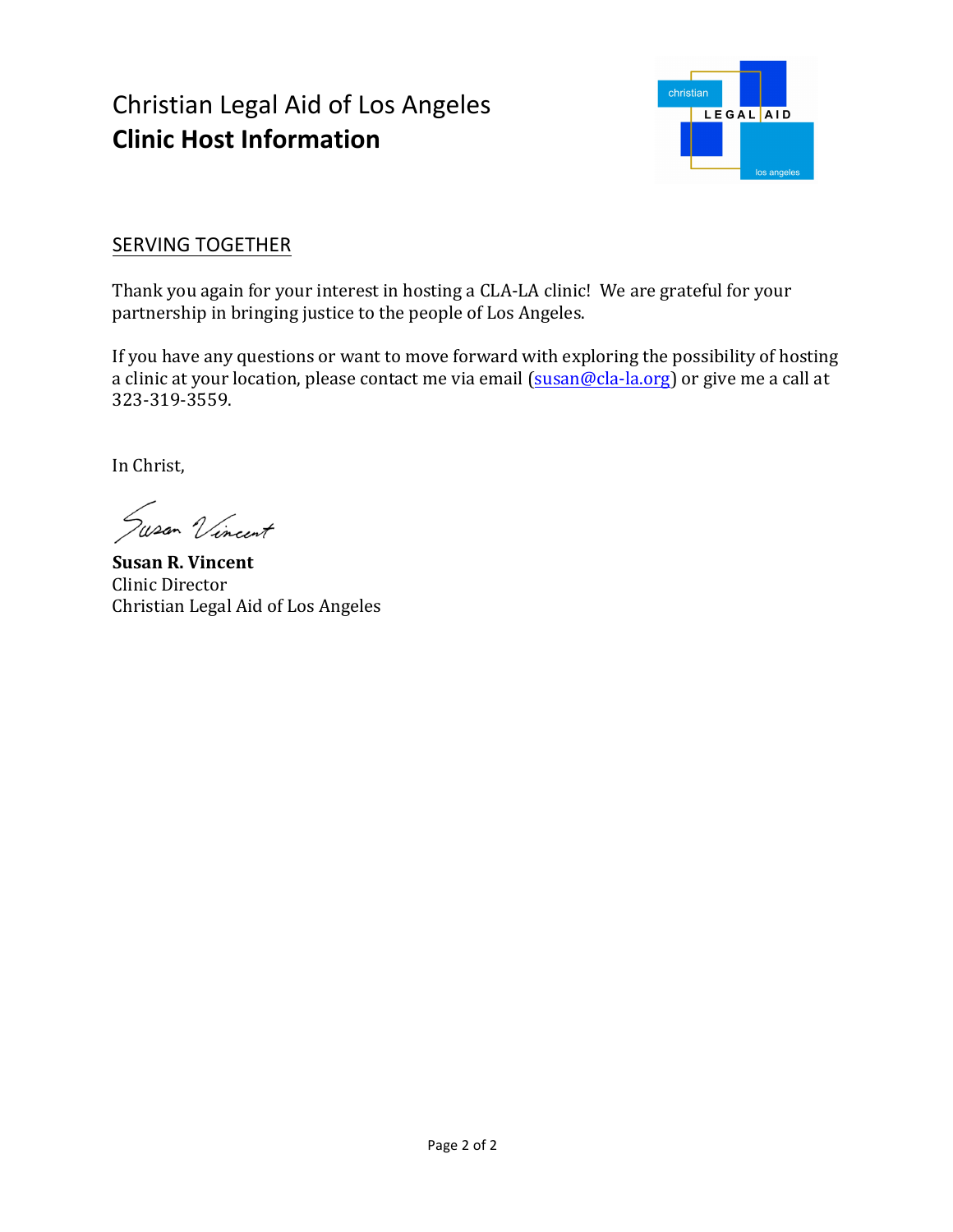# Christian Legal Aid of Los Angeles
## **Clinic Host Information**

SERVING TOGETHER

Thank you again for your interest in hosting a CLA-LA clinic! We are grateful for your partnership in bringing justice to the people of Los Angeles.

If you have any questions or want to move forward with exploring the possibility of hosting a clinic at your location, please contact me via email (susan@cla-la.org) or give me a call at 323-319-3559.

In Christ,

**Susan R. Vincent**
Clinic Director
Christian Legal Aid of Los Angeles